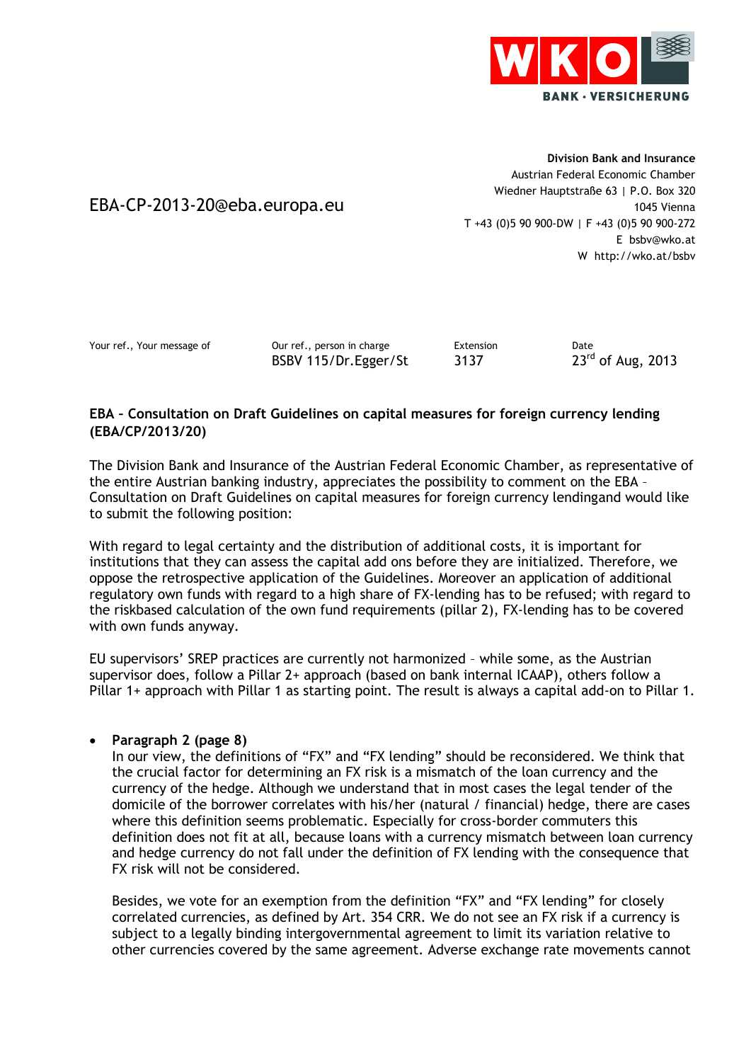WKO BANK · VERSICHERUNG

EBA-CP-2013-20@eba.europa.eu

**Division Bank and Insurance**
Austrian Federal Economic Chamber
Wiedner Hauptstraße 63 | P.O. Box 320
1045 Vienna
T +43 (0)5 90 900-DW | F +43 (0)5 90 900-272
E bsbv@wko.at
W http://wko.at/bsbv

| Your ref., Your message of | Our ref., person in charge | Extension | Date |
|---|---|---|---|
| | BSBV 115/Dr.Egger/St | 3137 | 23rd of Aug, 2013 |

**EBA – Consultation on Draft Guidelines on capital measures for foreign currency lending (EBA/CP/2013/20)**

The Division Bank and Insurance of the Austrian Federal Economic Chamber, as representative of the entire Austrian banking industry, appreciates the possibility to comment on the EBA – Consultation on Draft Guidelines on capital measures for foreign currency lendingand would like to submit the following position:

With regard to legal certainty and the distribution of additional costs, it is important for institutions that they can assess the capital add ons before they are initialized. Therefore, we oppose the retrospective application of the Guidelines. Moreover an application of additional regulatory own funds with regard to a high share of FX-lending has to be refused; with regard to the riskbased calculation of the own fund requirements (pillar 2), FX-lending has to be covered with own funds anyway.

EU supervisors' SREP practices are currently not harmonized – while some, as the Austrian supervisor does, follow a Pillar 2+ approach (based on bank internal ICAAP), others follow a Pillar 1+ approach with Pillar 1 as starting point. The result is always a capital add-on to Pillar 1.

- **Paragraph 2 (page 8)**
  In our view, the definitions of "FX" and "FX lending" should be reconsidered. We think that the crucial factor for determining an FX risk is a mismatch of the loan currency and the currency of the hedge. Although we understand that in most cases the legal tender of the domicile of the borrower correlates with his/her (natural / financial) hedge, there are cases where this definition seems problematic. Especially for cross-border commuters this definition does not fit at all, because loans with a currency mismatch between loan currency and hedge currency do not fall under the definition of FX lending with the consequence that FX risk will not be considered.

  Besides, we vote for an exemption from the definition "FX" and "FX lending" for closely correlated currencies, as defined by Art. 354 CRR. We do not see an FX risk if a currency is subject to a legally binding intergovernmental agreement to limit its variation relative to other currencies covered by the same agreement. Adverse exchange rate movements cannot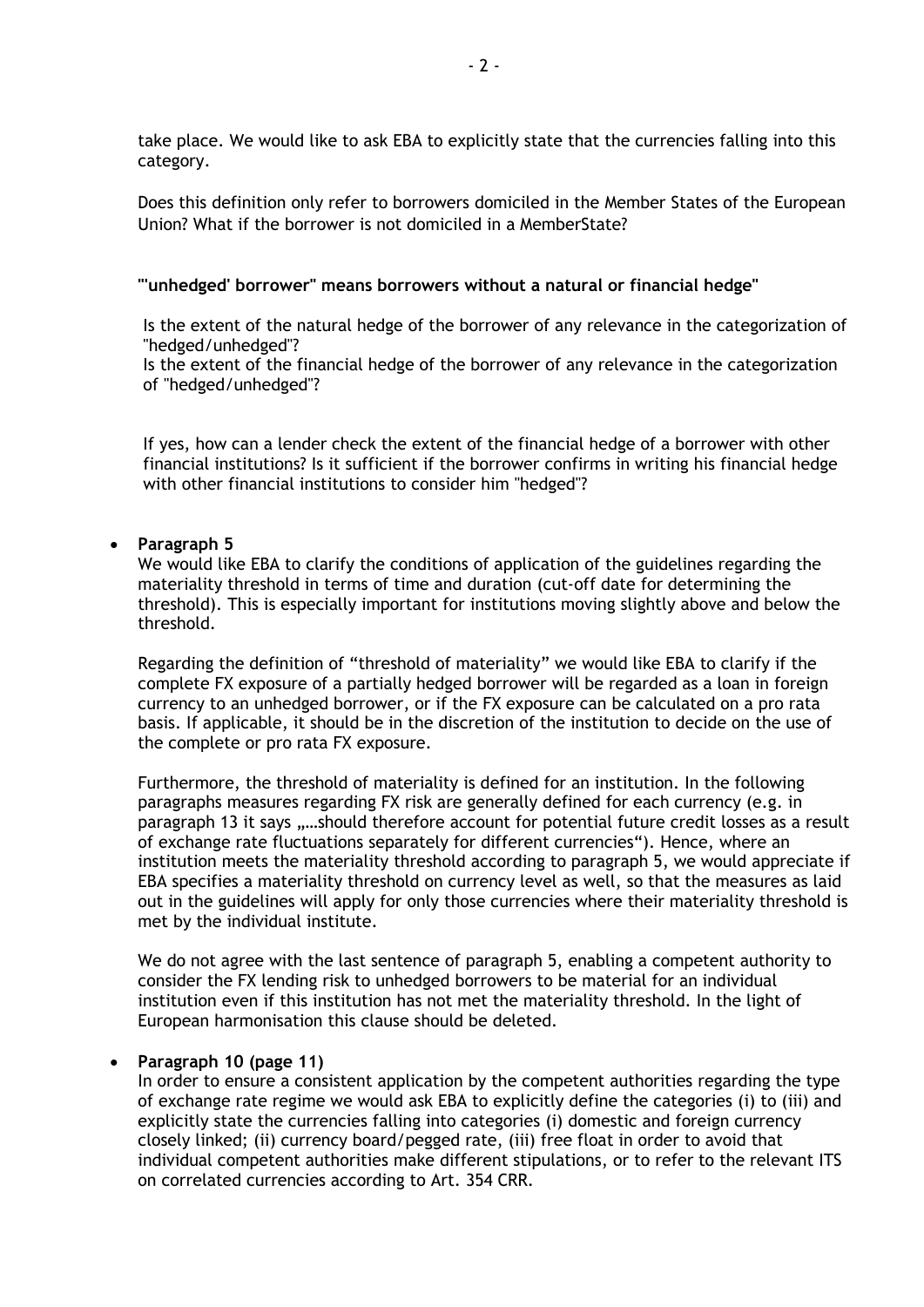take place. We would like to ask EBA to explicitly state that the currencies falling into this category.

Does this definition only refer to borrowers domiciled in the Member States of the European Union? What if the borrower is not domiciled in a MemberState?

**"'unhedged' borrower" means borrowers without a natural or financial hedge"**

Is the extent of the natural hedge of the borrower of any relevance in the categorization of "hedged/unhedged"?
Is the extent of the financial hedge of the borrower of any relevance in the categorization of "hedged/unhedged"?

If yes, how can a lender check the extent of the financial hedge of a borrower with other financial institutions? Is it sufficient if the borrower confirms in writing his financial hedge with other financial institutions to consider him "hedged"?

- **Paragraph 5**
  We would like EBA to clarify the conditions of application of the guidelines regarding the materiality threshold in terms of time and duration (cut-off date for determining the threshold). This is especially important for institutions moving slightly above and below the threshold.

  Regarding the definition of "threshold of materiality" we would like EBA to clarify if the complete FX exposure of a partially hedged borrower will be regarded as a loan in foreign currency to an unhedged borrower, or if the FX exposure can be calculated on a pro rata basis. If applicable, it should be in the discretion of the institution to decide on the use of the complete or pro rata FX exposure.

  Furthermore, the threshold of materiality is defined for an institution. In the following paragraphs measures regarding FX risk are generally defined for each currency (e.g. in paragraph 13 it says „…should therefore account for potential future credit losses as a result of exchange rate fluctuations separately for different currencies"). Hence, where an institution meets the materiality threshold according to paragraph 5, we would appreciate if EBA specifies a materiality threshold on currency level as well, so that the measures as laid out in the guidelines will apply for only those currencies where their materiality threshold is met by the individual institute.

  We do not agree with the last sentence of paragraph 5, enabling a competent authority to consider the FX lending risk to unhedged borrowers to be material for an individual institution even if this institution has not met the materiality threshold. In the light of European harmonisation this clause should be deleted.

- **Paragraph 10 (page 11)**
  In order to ensure a consistent application by the competent authorities regarding the type of exchange rate regime we would ask EBA to explicitly define the categories (i) to (iii) and explicitly state the currencies falling into categories (i) domestic and foreign currency closely linked; (ii) currency board/pegged rate, (iii) free float in order to avoid that individual competent authorities make different stipulations, or to refer to the relevant ITS on correlated currencies according to Art. 354 CRR.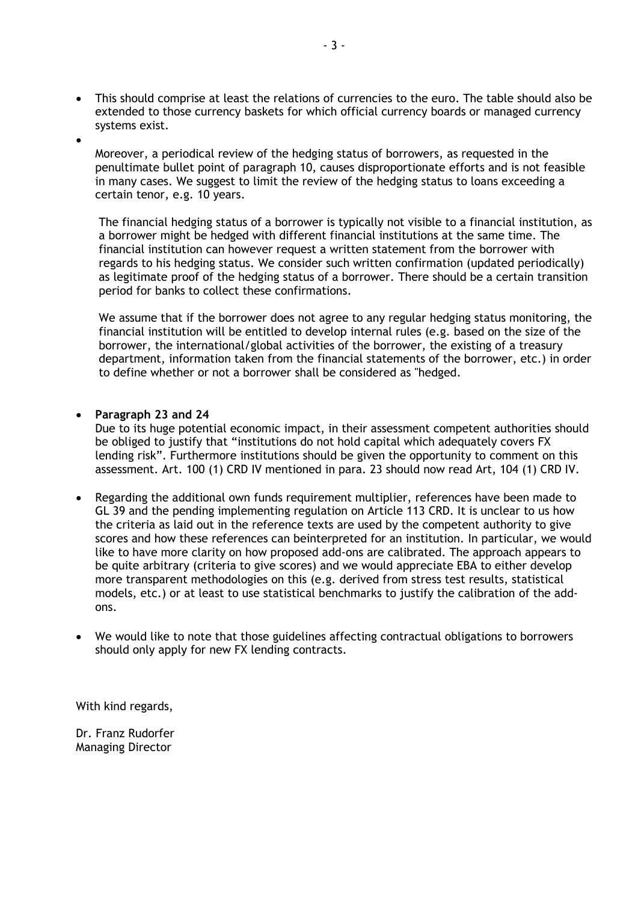- This should comprise at least the relations of currencies to the euro. The table should also be extended to those currency baskets for which official currency boards or managed currency systems exist.
- 

  Moreover, a periodical review of the hedging status of borrowers, as requested in the penultimate bullet point of paragraph 10, causes disproportionate efforts and is not feasible in many cases. We suggest to limit the review of the hedging status to loans exceeding a certain tenor, e.g. 10 years.

  The financial hedging status of a borrower is typically not visible to a financial institution, as a borrower might be hedged with different financial institutions at the same time. The financial institution can however request a written statement from the borrower with regards to his hedging status. We consider such written confirmation (updated periodically) as legitimate proof of the hedging status of a borrower. There should be a certain transition period for banks to collect these confirmations.

  We assume that if the borrower does not agree to any regular hedging status monitoring, the financial institution will be entitled to develop internal rules (e.g. based on the size of the borrower, the international/global activities of the borrower, the existing of a treasury department, information taken from the financial statements of the borrower, etc.) in order to define whether or not a borrower shall be considered as "hedged.

- **Paragraph 23 and 24**
  Due to its huge potential economic impact, in their assessment competent authorities should be obliged to justify that "institutions do not hold capital which adequately covers FX lending risk". Furthermore institutions should be given the opportunity to comment on this assessment. Art. 100 (1) CRD IV mentioned in para. 23 should now read Art, 104 (1) CRD IV.

- Regarding the additional own funds requirement multiplier, references have been made to GL 39 and the pending implementing regulation on Article 113 CRD. It is unclear to us how the criteria as laid out in the reference texts are used by the competent authority to give scores and how these references can beinterpreted for an institution. In particular, we would like to have more clarity on how proposed add-ons are calibrated. The approach appears to be quite arbitrary (criteria to give scores) and we would appreciate EBA to either develop more transparent methodologies on this (e.g. derived from stress test results, statistical models, etc.) or at least to use statistical benchmarks to justify the calibration of the add-ons.

- We would like to note that those guidelines affecting contractual obligations to borrowers should only apply for new FX lending contracts.

With kind regards,

Dr. Franz Rudorfer
Managing Director